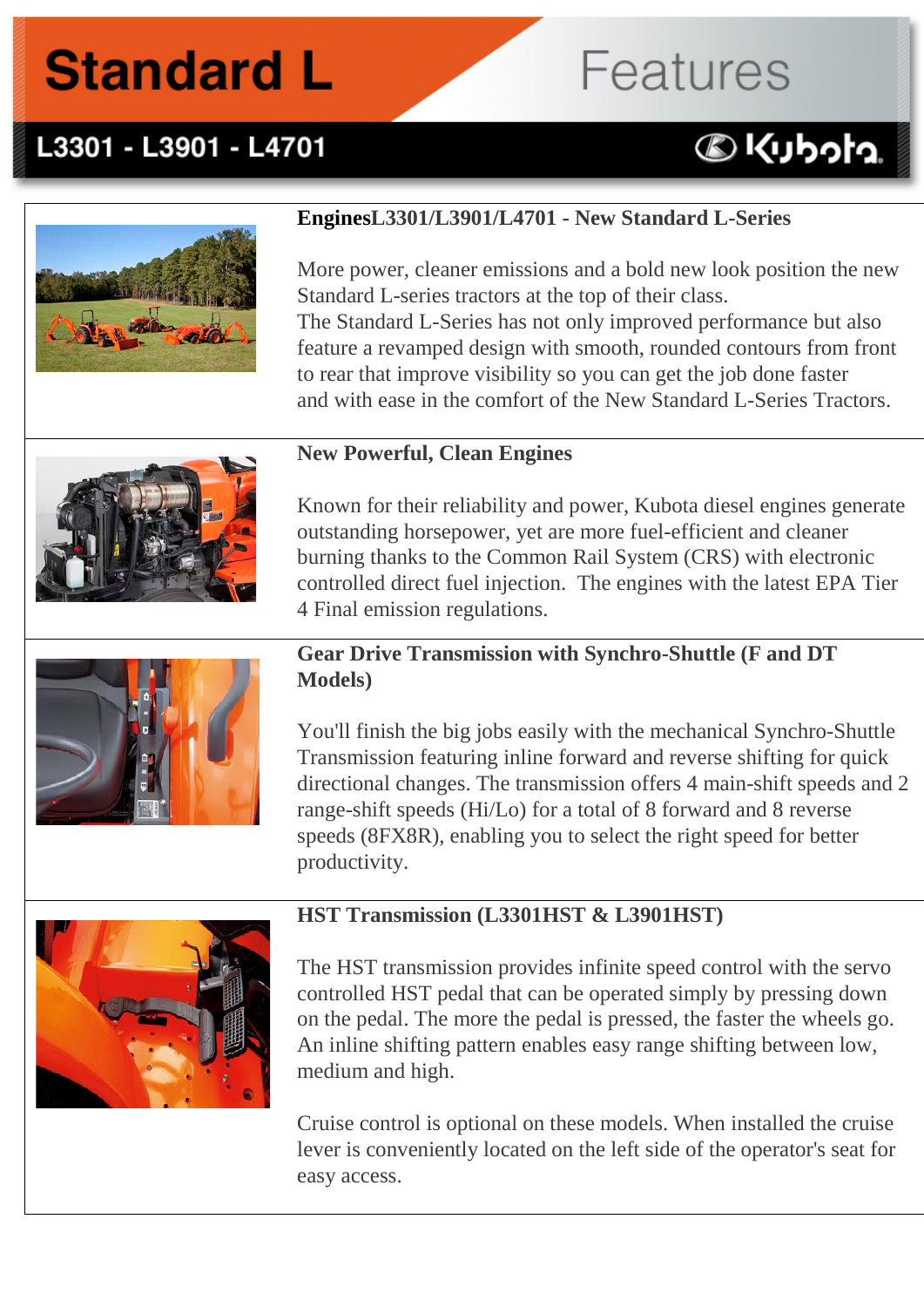# Standard L Features

## L3301 - L3901 - L4701

Kubota

### EnginesL3301/L3901/L4701 - New Standard L-Series

More power, cleaner emissions and a bold new look position the new Standard L-series tractors at the top of their class.
The Standard L-Series has not only improved performance but also feature a revamped design with smooth, rounded contours from front to rear that improve visibility so you can get the job done faster and with ease in the comfort of the New Standard L-Series Tractors.

### New Powerful, Clean Engines

Known for their reliability and power, Kubota diesel engines generate outstanding horsepower, yet are more fuel-efficient and cleaner burning thanks to the Common Rail System (CRS) with electronic controlled direct fuel injection. The engines with the latest EPA Tier 4 Final emission regulations.

### Gear Drive Transmission with Synchro-Shuttle (F and DT Models)

You'll finish the big jobs easily with the mechanical Synchro-Shuttle Transmission featuring inline forward and reverse shifting for quick directional changes. The transmission offers 4 main-shift speeds and 2 range-shift speeds (Hi/Lo) for a total of 8 forward and 8 reverse speeds (8FX8R), enabling you to select the right speed for better productivity.

### HST Transmission (L3301HST & L3901HST)

The HST transmission provides infinite speed control with the servo controlled HST pedal that can be operated simply by pressing down on the pedal. The more the pedal is pressed, the faster the wheels go. An inline shifting pattern enables easy range shifting between low, medium and high.

Cruise control is optional on these models. When installed the cruise lever is conveniently located on the left side of the operator's seat for easy access.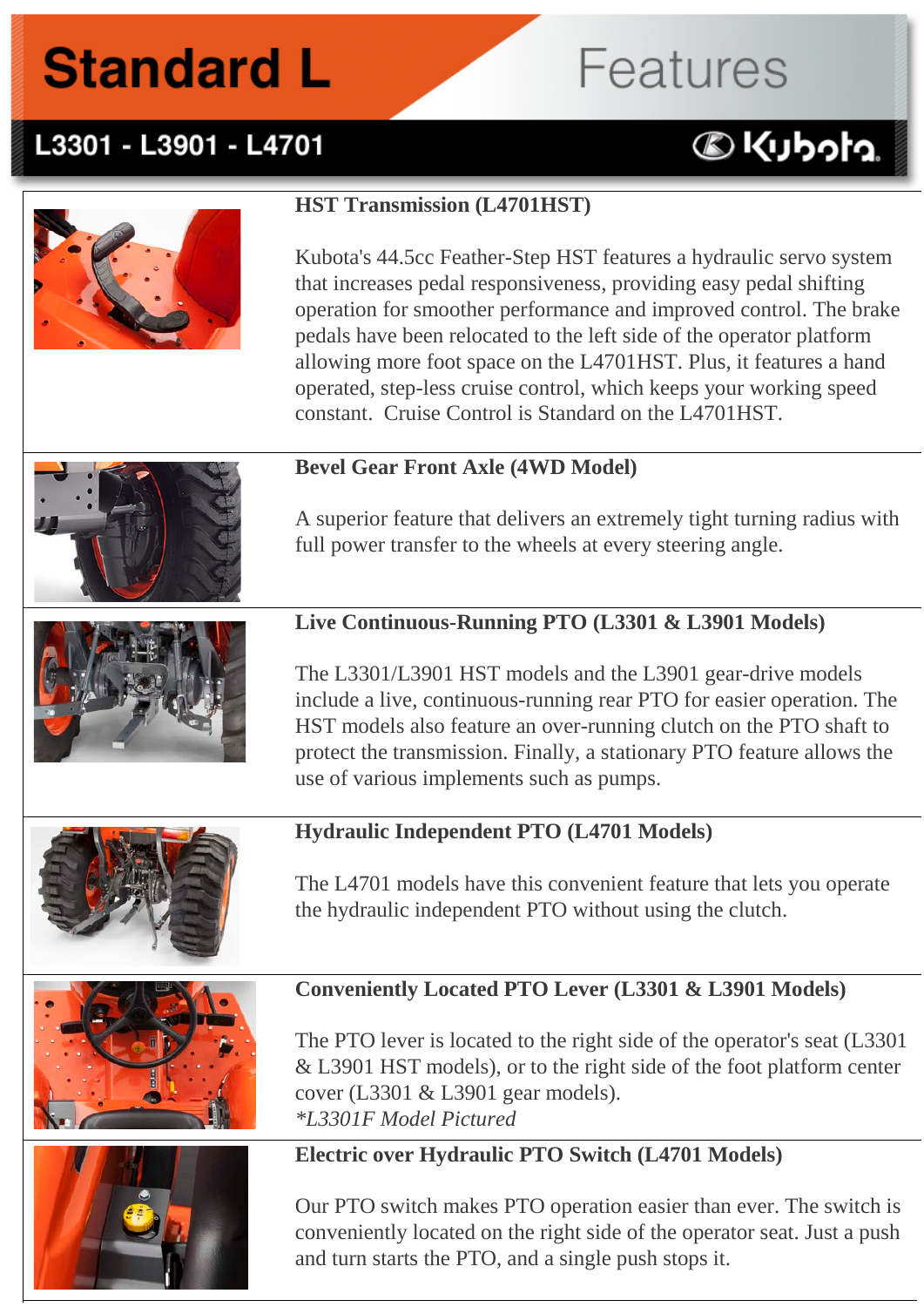# Standard L Features

## L3301 - L3901 - L4701

Kubota

### HST Transmission (L4701HST)

Kubota's 44.5cc Feather-Step HST features a hydraulic servo system that increases pedal responsiveness, providing easy pedal shifting operation for smoother performance and improved control. The brake pedals have been relocated to the left side of the operator platform allowing more foot space on the L4701HST. Plus, it features a hand operated, step-less cruise control, which keeps your working speed constant. Cruise Control is Standard on the L4701HST.

### Bevel Gear Front Axle (4WD Model)

A superior feature that delivers an extremely tight turning radius with full power transfer to the wheels at every steering angle.

### Live Continuous-Running PTO (L3301 & L3901 Models)

The L3301/L3901 HST models and the L3901 gear-drive models include a live, continuous-running rear PTO for easier operation. The HST models also feature an over-running clutch on the PTO shaft to protect the transmission. Finally, a stationary PTO feature allows the use of various implements such as pumps.

### Hydraulic Independent PTO (L4701 Models)

The L4701 models have this convenient feature that lets you operate the hydraulic independent PTO without using the clutch.

### Conveniently Located PTO Lever (L3301 & L3901 Models)

The PTO lever is located to the right side of the operator's seat (L3301 & L3901 HST models), or to the right side of the foot platform center cover (L3301 & L3901 gear models).

*\*L3301F Model Pictured*

### Electric over Hydraulic PTO Switch (L4701 Models)

Our PTO switch makes PTO operation easier than ever. The switch is conveniently located on the right side of the operator seat. Just a push and turn starts the PTO, and a single push stops it.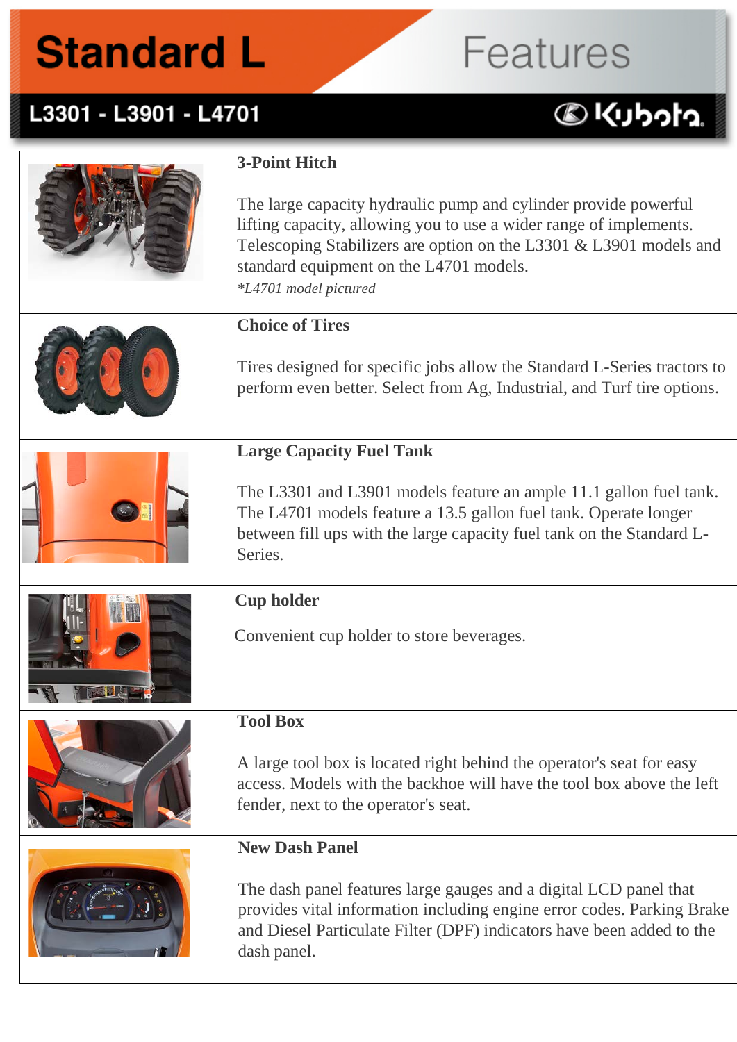# Standard L Features

## L3301 - L3901 - L4701

### 3-Point Hitch

The large capacity hydraulic pump and cylinder provide powerful lifting capacity, allowing you to use a wider range of implements. Telescoping Stabilizers are option on the L3301 & L3901 models and standard equipment on the L4701 models.

*\*L4701 model pictured*

### Choice of Tires

Tires designed for specific jobs allow the Standard L-Series tractors to perform even better. Select from Ag, Industrial, and Turf tire options.

### Large Capacity Fuel Tank

The L3301 and L3901 models feature an ample 11.1 gallon fuel tank. The L4701 models feature a 13.5 gallon fuel tank. Operate longer between fill ups with the large capacity fuel tank on the Standard L-Series.

### Cup holder

Convenient cup holder to store beverages.

### Tool Box

A large tool box is located right behind the operator's seat for easy access. Models with the backhoe will have the tool box above the left fender, next to the operator's seat.

### New Dash Panel

The dash panel features large gauges and a digital LCD panel that provides vital information including engine error codes. Parking Brake and Diesel Particulate Filter (DPF) indicators have been added to the dash panel.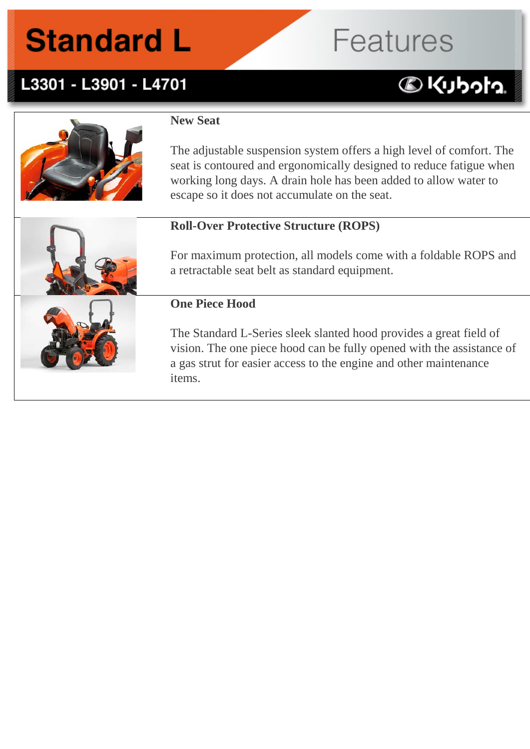# Standard L Features

## L3301 - L3901 - L4701

### New Seat

The adjustable suspension system offers a high level of comfort. The seat is contoured and ergonomically designed to reduce fatigue when working long days. A drain hole has been added to allow water to escape so it does not accumulate on the seat.

### Roll-Over Protective Structure (ROPS)

For maximum protection, all models come with a foldable ROPS and a retractable seat belt as standard equipment.

### One Piece Hood

The Standard L-Series sleek slanted hood provides a great field of vision. The one piece hood can be fully opened with the assistance of a gas strut for easier access to the engine and other maintenance items.